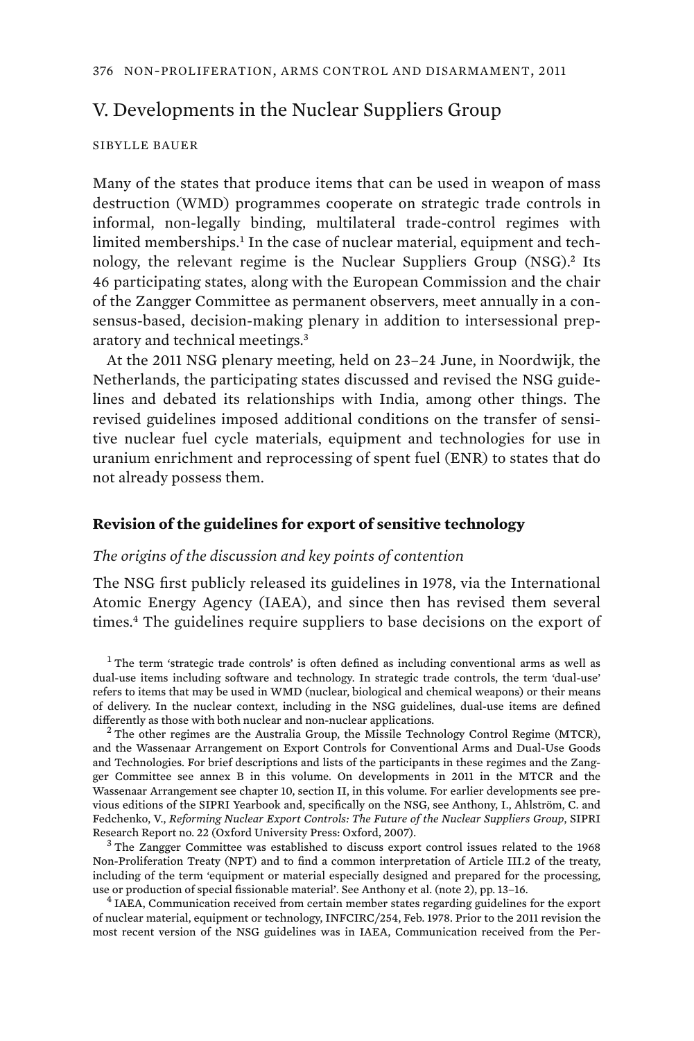## V. Developments in the Nuclear Suppliers Group

SIBYLLE BAUER

Many of the states that produce items that can be used in weapon of mass destruction (WMD) programmes cooperate on strategic trade controls in informal, non-legally binding, multilateral trade-control regimes with limited memberships.[1] In the case of nuclear material, equipment and technology, the relevant regime is the Nuclear Suppliers Group (NSG).[2] Its 46 participating states, along with the European Commission and the chair of the Zangger Committee as permanent observers, meet annually in a consensus-based, decision-making plenary in addition to intersessional preparatory and technical meetings.[3]

At the 2011 NSG plenary meeting, held on 23–24 June, in Noordwijk, the Netherlands, the participating states discussed and revised the NSG guidelines and debated its relationships with India, among other things. The revised guidelines imposed additional conditions on the transfer of sensitive nuclear fuel cycle materials, equipment and technologies for use in uranium enrichment and reprocessing of spent fuel (ENR) to states that do not already possess them.

### Revision of the guidelines for export of sensitive technology

#### *The origins of the discussion and key points of contention*

The NSG first publicly released its guidelines in 1978, via the International Atomic Energy Agency (IAEA), and since then has revised them several times.[4] The guidelines require suppliers to base decisions on the export of

[1] The term 'strategic trade controls' is often defined as including conventional arms as well as dual-use items including software and technology. In strategic trade controls, the term 'dual-use' refers to items that may be used in WMD (nuclear, biological and chemical weapons) or their means of delivery. In the nuclear context, including in the NSG guidelines, dual-use items are defined differently as those with both nuclear and non-nuclear applications.

[2] The other regimes are the Australia Group, the Missile Technology Control Regime (MTCR), and the Wassenaar Arrangement on Export Controls for Conventional Arms and Dual-Use Goods and Technologies. For brief descriptions and lists of the participants in these regimes and the Zangger Committee see annex B in this volume. On developments in 2011 in the MTCR and the Wassenaar Arrangement see chapter 10, section II, in this volume. For earlier developments see previous editions of the SIPRI Yearbook and, specifically on the NSG, see Anthony, I., Ahlström, C. and Fedchenko, V., *Reforming Nuclear Export Controls: The Future of the Nuclear Suppliers Group*, SIPRI Research Report no. 22 (Oxford University Press: Oxford, 2007).

[3] The Zangger Committee was established to discuss export control issues related to the 1968 Non-Proliferation Treaty (NPT) and to find a common interpretation of Article III.2 of the treaty, including of the term 'equipment or material especially designed and prepared for the processing, use or production of special fissionable material'. See Anthony et al. (note 2), pp. 13–16.

[4] IAEA, Communication received from certain member states regarding guidelines for the export of nuclear material, equipment or technology, INFCIRC/254, Feb. 1978. Prior to the 2011 revision the most recent version of the NSG guidelines was in IAEA, Communication received from the Per-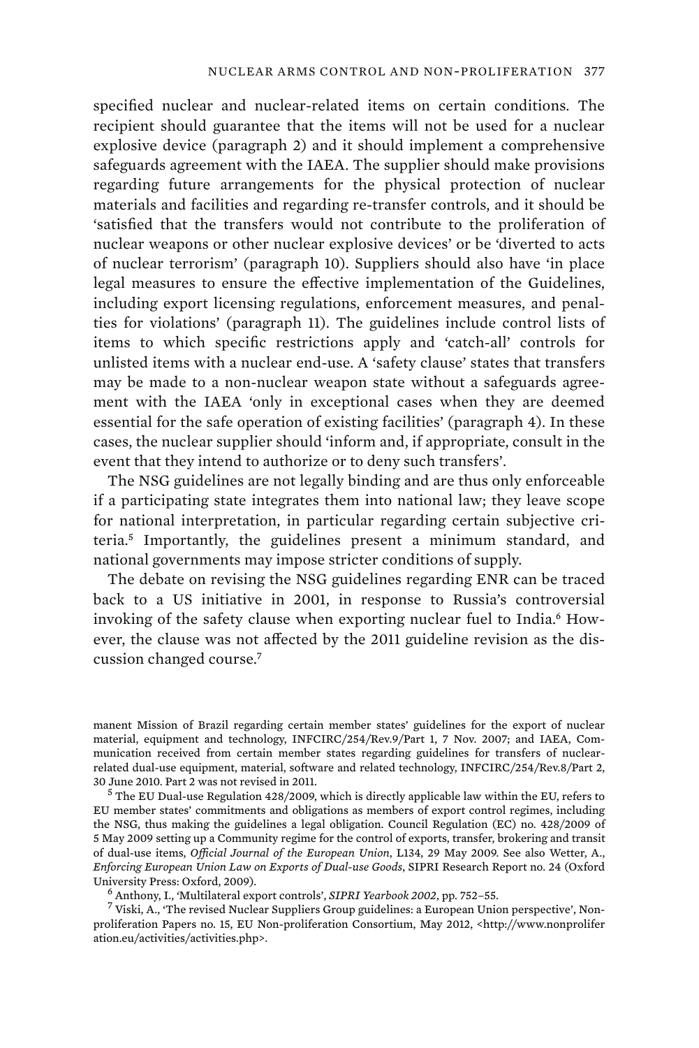specified nuclear and nuclear-related items on certain conditions. The recipient should guarantee that the items will not be used for a nuclear explosive device (paragraph 2) and it should implement a comprehensive safeguards agreement with the IAEA. The supplier should make provisions regarding future arrangements for the physical protection of nuclear materials and facilities and regarding re-transfer controls, and it should be 'satisfied that the transfers would not contribute to the proliferation of nuclear weapons or other nuclear explosive devices' or be 'diverted to acts of nuclear terrorism' (paragraph 10). Suppliers should also have 'in place legal measures to ensure the effective implementation of the Guidelines, including export licensing regulations, enforcement measures, and penalties for violations' (paragraph 11). The guidelines include control lists of items to which specific restrictions apply and 'catch-all' controls for unlisted items with a nuclear end-use. A 'safety clause' states that transfers may be made to a non-nuclear weapon state without a safeguards agreement with the IAEA 'only in exceptional cases when they are deemed essential for the safe operation of existing facilities' (paragraph 4). In these cases, the nuclear supplier should 'inform and, if appropriate, consult in the event that they intend to authorize or to deny such transfers'.

The NSG guidelines are not legally binding and are thus only enforceable if a participating state integrates them into national law; they leave scope for national interpretation, in particular regarding certain subjective criteria.[5] Importantly, the guidelines present a minimum standard, and national governments may impose stricter conditions of supply.

The debate on revising the NSG guidelines regarding ENR can be traced back to a US initiative in 2001, in response to Russia's controversial invoking of the safety clause when exporting nuclear fuel to India.[6] However, the clause was not affected by the 2011 guideline revision as the discussion changed course.[7]

manent Mission of Brazil regarding certain member states' guidelines for the export of nuclear material, equipment and technology, INFCIRC/254/Rev.9/Part 1, 7 Nov. 2007; and IAEA, Communication received from certain member states regarding guidelines for transfers of nuclear-related dual-use equipment, material, software and related technology, INFCIRC/254/Rev.8/Part 2, 30 June 2010. Part 2 was not revised in 2011.

[5] The EU Dual-use Regulation 428/2009, which is directly applicable law within the EU, refers to EU member states' commitments and obligations as members of export control regimes, including the NSG, thus making the guidelines a legal obligation. Council Regulation (EC) no. 428/2009 of 5 May 2009 setting up a Community regime for the control of exports, transfer, brokering and transit of dual-use items, *Official Journal of the European Union*, L134, 29 May 2009. See also Wetter, A., *Enforcing European Union Law on Exports of Dual-use Goods*, SIPRI Research Report no. 24 (Oxford University Press: Oxford, 2009).

[6] Anthony, I., 'Multilateral export controls', *SIPRI Yearbook 2002*, pp. 752–55.

[7] Viski, A., 'The revised Nuclear Suppliers Group guidelines: a European Union perspective', Non-proliferation Papers no. 15, EU Non-proliferation Consortium, May 2012, <http://www.nonproliferation.eu/activities/activities.php>.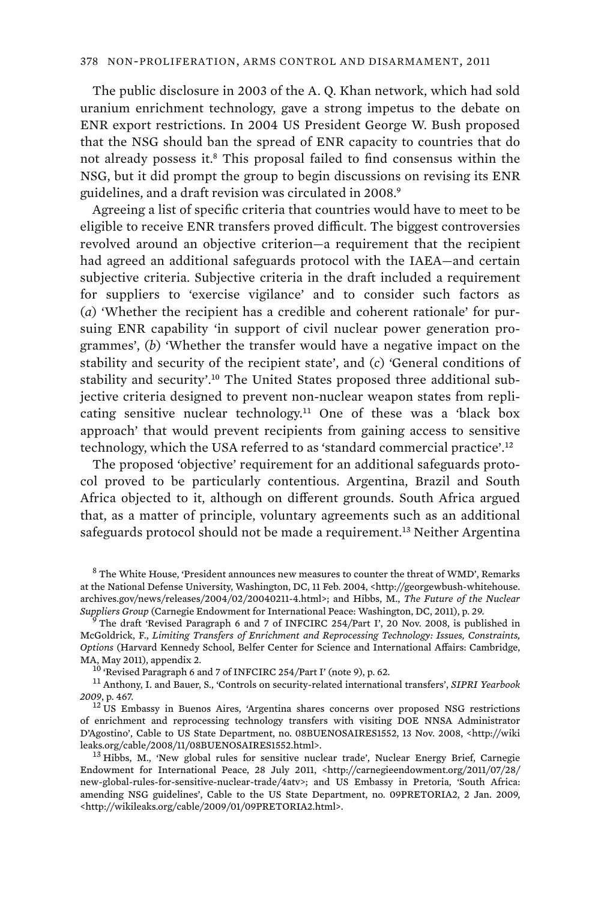The public disclosure in 2003 of the A. Q. Khan network, which had sold uranium enrichment technology, gave a strong impetus to the debate on ENR export restrictions. In 2004 US President George W. Bush proposed that the NSG should ban the spread of ENR capacity to countries that do not already possess it.[8] This proposal failed to find consensus within the NSG, but it did prompt the group to begin discussions on revising its ENR guidelines, and a draft revision was circulated in 2008.[9]

Agreeing a list of specific criteria that countries would have to meet to be eligible to receive ENR transfers proved difficult. The biggest controversies revolved around an objective criterion—a requirement that the recipient had agreed an additional safeguards protocol with the IAEA—and certain subjective criteria. Subjective criteria in the draft included a requirement for suppliers to 'exercise vigilance' and to consider such factors as (*a*) 'Whether the recipient has a credible and coherent rationale' for pursuing ENR capability 'in support of civil nuclear power generation programmes', (*b*) 'Whether the transfer would have a negative impact on the stability and security of the recipient state', and (*c*) 'General conditions of stability and security'.[10] The United States proposed three additional subjective criteria designed to prevent non-nuclear weapon states from replicating sensitive nuclear technology.[11] One of these was a 'black box approach' that would prevent recipients from gaining access to sensitive technology, which the USA referred to as 'standard commercial practice'.[12]

The proposed 'objective' requirement for an additional safeguards protocol proved to be particularly contentious. Argentina, Brazil and South Africa objected to it, although on different grounds. South Africa argued that, as a matter of principle, voluntary agreements such as an additional safeguards protocol should not be made a requirement.[13] Neither Argentina

[8] The White House, 'President announces new measures to counter the threat of WMD', Remarks at the National Defense University, Washington, DC, 11 Feb. 2004, <http://georgewbush-whitehouse.archives.gov/news/releases/2004/02/20040211-4.html>; and Hibbs, M., *The Future of the Nuclear Suppliers Group* (Carnegie Endowment for International Peace: Washington, DC, 2011), p. 29.

[9] The draft 'Revised Paragraph 6 and 7 of INFCIRC 254/Part I', 20 Nov. 2008, is published in McGoldrick, F., *Limiting Transfers of Enrichment and Reprocessing Technology: Issues, Constraints, Options* (Harvard Kennedy School, Belfer Center for Science and International Affairs: Cambridge, MA, May 2011), appendix 2.

[10] 'Revised Paragraph 6 and 7 of INFCIRC 254/Part I' (note 9), p. 62.

[11] Anthony, I. and Bauer, S., 'Controls on security-related international transfers', *SIPRI Yearbook 2009*, p. 467.

[12] US Embassy in Buenos Aires, 'Argentina shares concerns over proposed NSG restrictions of enrichment and reprocessing technology transfers with visiting DOE NNSA Administrator D'Agostino', Cable to US State Department, no. 08BUENOSAIRES1552, 13 Nov. 2008, <http://wikileaks.org/cable/2008/11/08BUENOSAIRES1552.html>.

[13] Hibbs, M., 'New global rules for sensitive nuclear trade', Nuclear Energy Brief, Carnegie Endowment for International Peace, 28 July 2011, <http://carnegieendowment.org/2011/07/28/new-global-rules-for-sensitive-nuclear-trade/4atv>; and US Embassy in Pretoria, 'South Africa: amending NSG guidelines', Cable to the US State Department, no. 09PRETORIA2, 2 Jan. 2009, <http://wikileaks.org/cable/2009/01/09PRETORIA2.html>.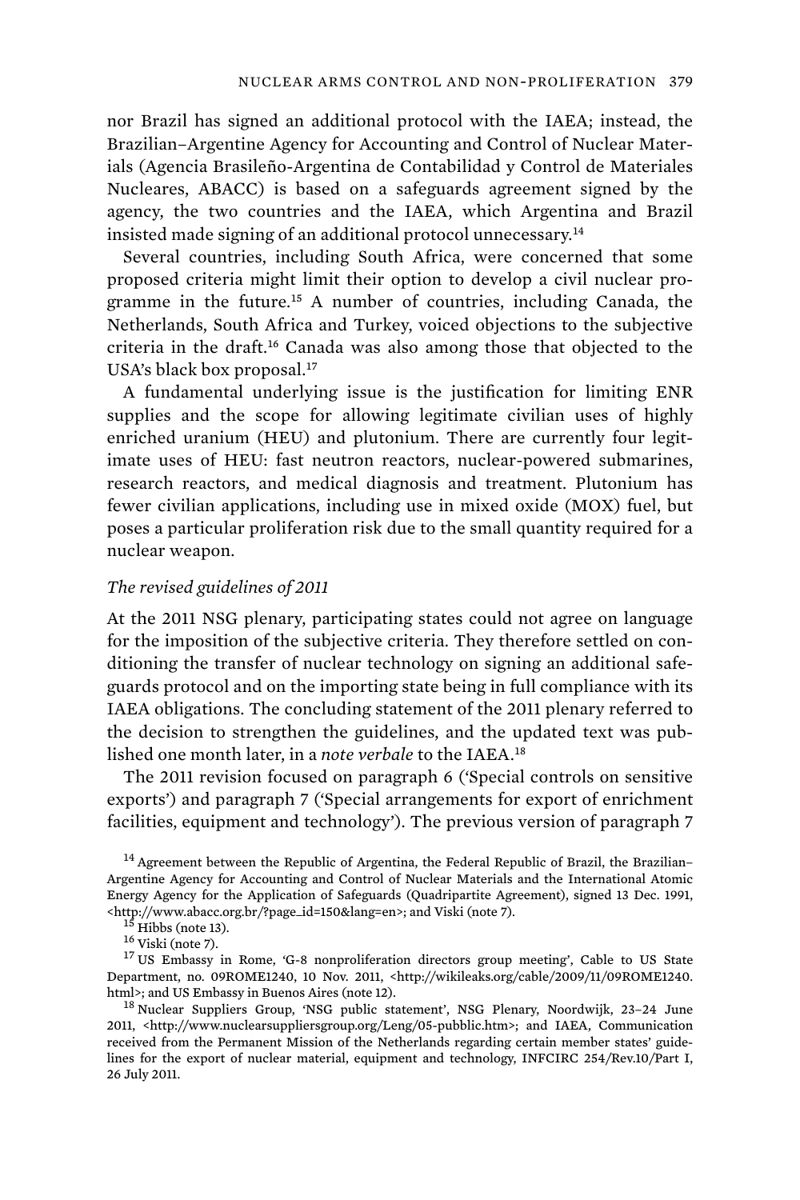nor Brazil has signed an additional protocol with the IAEA; instead, the Brazilian–Argentine Agency for Accounting and Control of Nuclear Materials (Agencia Brasileño-Argentina de Contabilidad y Control de Materiales Nucleares, ABACC) is based on a safeguards agreement signed by the agency, the two countries and the IAEA, which Argentina and Brazil insisted made signing of an additional protocol unnecessary.[14]

Several countries, including South Africa, were concerned that some proposed criteria might limit their option to develop a civil nuclear programme in the future.[15] A number of countries, including Canada, the Netherlands, South Africa and Turkey, voiced objections to the subjective criteria in the draft.[16] Canada was also among those that objected to the USA's black box proposal.[17]

A fundamental underlying issue is the justification for limiting ENR supplies and the scope for allowing legitimate civilian uses of highly enriched uranium (HEU) and plutonium. There are currently four legitimate uses of HEU: fast neutron reactors, nuclear-powered submarines, research reactors, and medical diagnosis and treatment. Plutonium has fewer civilian applications, including use in mixed oxide (MOX) fuel, but poses a particular proliferation risk due to the small quantity required for a nuclear weapon.

*The revised guidelines of 2011*

At the 2011 NSG plenary, participating states could not agree on language for the imposition of the subjective criteria. They therefore settled on conditioning the transfer of nuclear technology on signing an additional safeguards protocol and on the importing state being in full compliance with its IAEA obligations. The concluding statement of the 2011 plenary referred to the decision to strengthen the guidelines, and the updated text was published one month later, in a *note verbale* to the IAEA.[18]

The 2011 revision focused on paragraph 6 ('Special controls on sensitive exports') and paragraph 7 ('Special arrangements for export of enrichment facilities, equipment and technology'). The previous version of paragraph 7

[14] Agreement between the Republic of Argentina, the Federal Republic of Brazil, the Brazilian–Argentine Agency for Accounting and Control of Nuclear Materials and the International Atomic Energy Agency for the Application of Safeguards (Quadripartite Agreement), signed 13 Dec. 1991, <http://www.abacc.org.br/?page_id=150&lang=en>; and Viski (note 7).

[15] Hibbs (note 13).

[16] Viski (note 7).

[17] US Embassy in Rome, 'G-8 nonproliferation directors group meeting', Cable to US State Department, no. 09ROME1240, 10 Nov. 2011, <http://wikileaks.org/cable/2009/11/09ROME1240.html>; and US Embassy in Buenos Aires (note 12).

[18] Nuclear Suppliers Group, 'NSG public statement', NSG Plenary, Noordwijk, 23–24 June 2011, <http://www.nuclearsuppliersgroup.org/Leng/05-pubblic.htm>; and IAEA, Communication received from the Permanent Mission of the Netherlands regarding certain member states' guidelines for the export of nuclear material, equipment and technology, INFCIRC 254/Rev.10/Part I, 26 July 2011.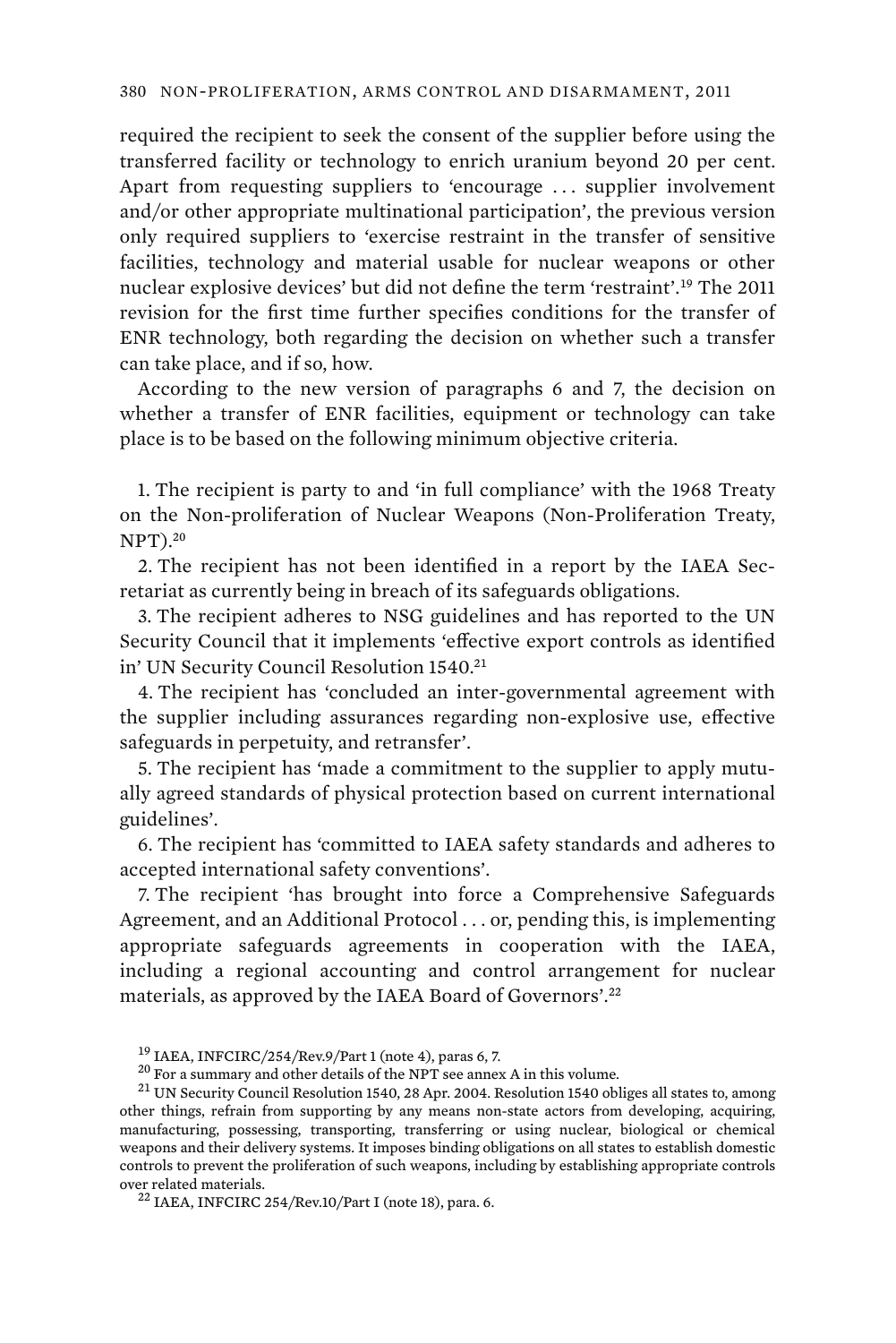required the recipient to seek the consent of the supplier before using the transferred facility or technology to enrich uranium beyond 20 per cent. Apart from requesting suppliers to 'encourage . . . supplier involvement and/or other appropriate multinational participation', the previous version only required suppliers to 'exercise restraint in the transfer of sensitive facilities, technology and material usable for nuclear weapons or other nuclear explosive devices' but did not define the term 'restraint'.[19] The 2011 revision for the first time further specifies conditions for the transfer of ENR technology, both regarding the decision on whether such a transfer can take place, and if so, how.

According to the new version of paragraphs 6 and 7, the decision on whether a transfer of ENR facilities, equipment or technology can take place is to be based on the following minimum objective criteria.

1. The recipient is party to and 'in full compliance' with the 1968 Treaty on the Non-proliferation of Nuclear Weapons (Non-Proliferation Treaty, NPT).[20]

2. The recipient has not been identified in a report by the IAEA Secretariat as currently being in breach of its safeguards obligations.

3. The recipient adheres to NSG guidelines and has reported to the UN Security Council that it implements 'effective export controls as identified in' UN Security Council Resolution 1540.[21]

4. The recipient has 'concluded an inter-governmental agreement with the supplier including assurances regarding non-explosive use, effective safeguards in perpetuity, and retransfer'.

5. The recipient has 'made a commitment to the supplier to apply mutually agreed standards of physical protection based on current international guidelines'.

6. The recipient has 'committed to IAEA safety standards and adheres to accepted international safety conventions'.

7. The recipient 'has brought into force a Comprehensive Safeguards Agreement, and an Additional Protocol . . . or, pending this, is implementing appropriate safeguards agreements in cooperation with the IAEA, including a regional accounting and control arrangement for nuclear materials, as approved by the IAEA Board of Governors'.[22]

---

[19] IAEA, INFCIRC/254/Rev.9/Part 1 (note 4), paras 6, 7.

[20] For a summary and other details of the NPT see annex A in this volume.

[21] UN Security Council Resolution 1540, 28 Apr. 2004. Resolution 1540 obliges all states to, among other things, refrain from supporting by any means non-state actors from developing, acquiring, manufacturing, possessing, transporting, transferring or using nuclear, biological or chemical weapons and their delivery systems. It imposes binding obligations on all states to establish domestic controls to prevent the proliferation of such weapons, including by establishing appropriate controls over related materials.

[22] IAEA, INFCIRC 254/Rev.10/Part I (note 18), para. 6.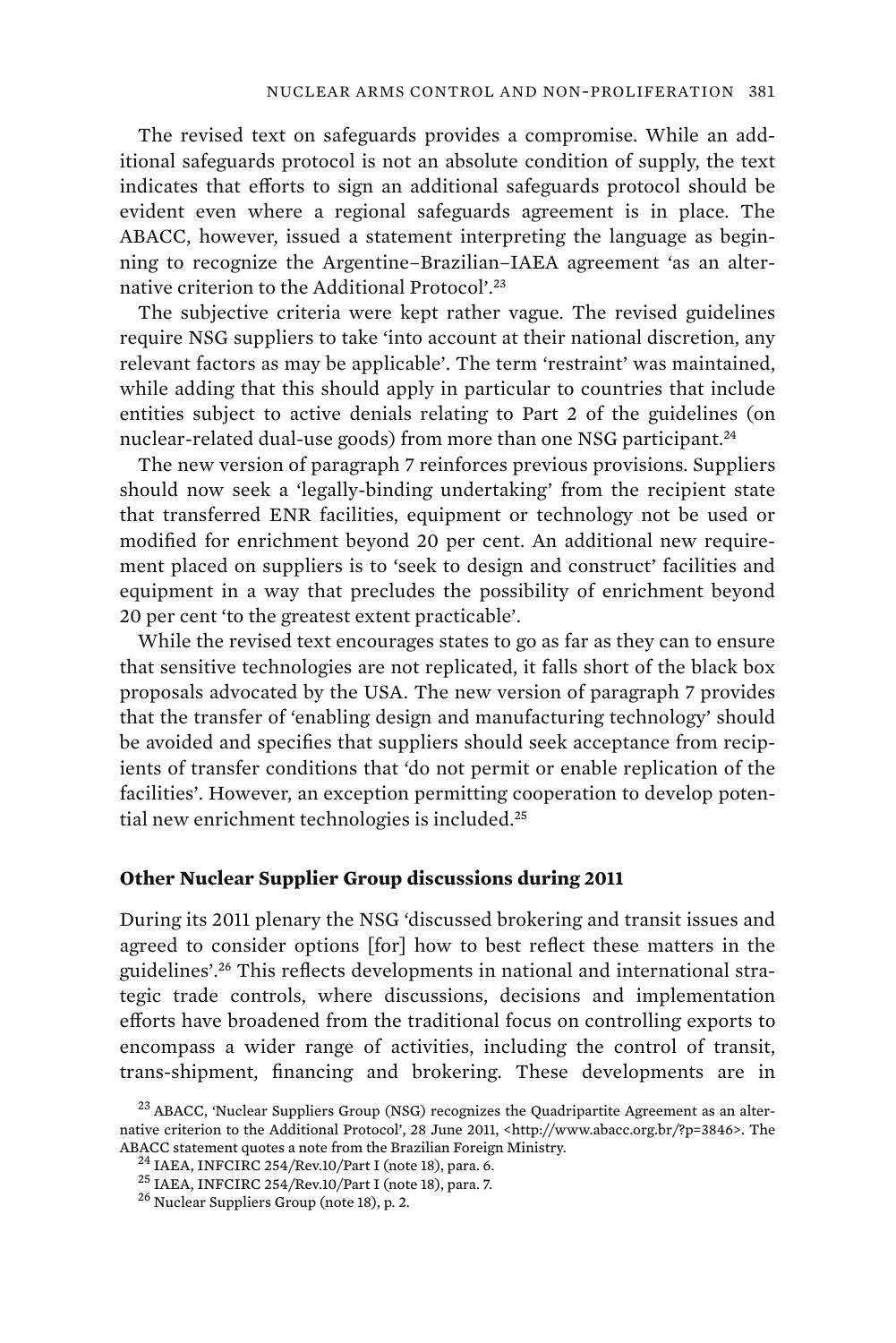The revised text on safeguards provides a compromise. While an additional safeguards protocol is not an absolute condition of supply, the text indicates that efforts to sign an additional safeguards protocol should be evident even where a regional safeguards agreement is in place. The ABACC, however, issued a statement interpreting the language as beginning to recognize the Argentine–Brazilian–IAEA agreement 'as an alternative criterion to the Additional Protocol'.[23]

The subjective criteria were kept rather vague. The revised guidelines require NSG suppliers to take 'into account at their national discretion, any relevant factors as may be applicable'. The term 'restraint' was maintained, while adding that this should apply in particular to countries that include entities subject to active denials relating to Part 2 of the guidelines (on nuclear-related dual-use goods) from more than one NSG participant.[24]

The new version of paragraph 7 reinforces previous provisions. Suppliers should now seek a 'legally-binding undertaking' from the recipient state that transferred ENR facilities, equipment or technology not be used or modified for enrichment beyond 20 per cent. An additional new requirement placed on suppliers is to 'seek to design and construct' facilities and equipment in a way that precludes the possibility of enrichment beyond 20 per cent 'to the greatest extent practicable'.

While the revised text encourages states to go as far as they can to ensure that sensitive technologies are not replicated, it falls short of the black box proposals advocated by the USA. The new version of paragraph 7 provides that the transfer of 'enabling design and manufacturing technology' should be avoided and specifies that suppliers should seek acceptance from recipients of transfer conditions that 'do not permit or enable replication of the facilities'. However, an exception permitting cooperation to develop potential new enrichment technologies is included.[25]

### Other Nuclear Supplier Group discussions during 2011

During its 2011 plenary the NSG 'discussed brokering and transit issues and agreed to consider options [for] how to best reflect these matters in the guidelines'.[26] This reflects developments in national and international strategic trade controls, where discussions, decisions and implementation efforts have broadened from the traditional focus on controlling exports to encompass a wider range of activities, including the control of transit, trans-shipment, financing and brokering. These developments are in

[23] ABACC, 'Nuclear Suppliers Group (NSG) recognizes the Quadripartite Agreement as an alternative criterion to the Additional Protocol', 28 June 2011, <http://www.abacc.org.br/?p=3846>. The ABACC statement quotes a note from the Brazilian Foreign Ministry.

[24] IAEA, INFCIRC 254/Rev.10/Part I (note 18), para. 6.

[25] IAEA, INFCIRC 254/Rev.10/Part I (note 18), para. 7.

[26] Nuclear Suppliers Group (note 18), p. 2.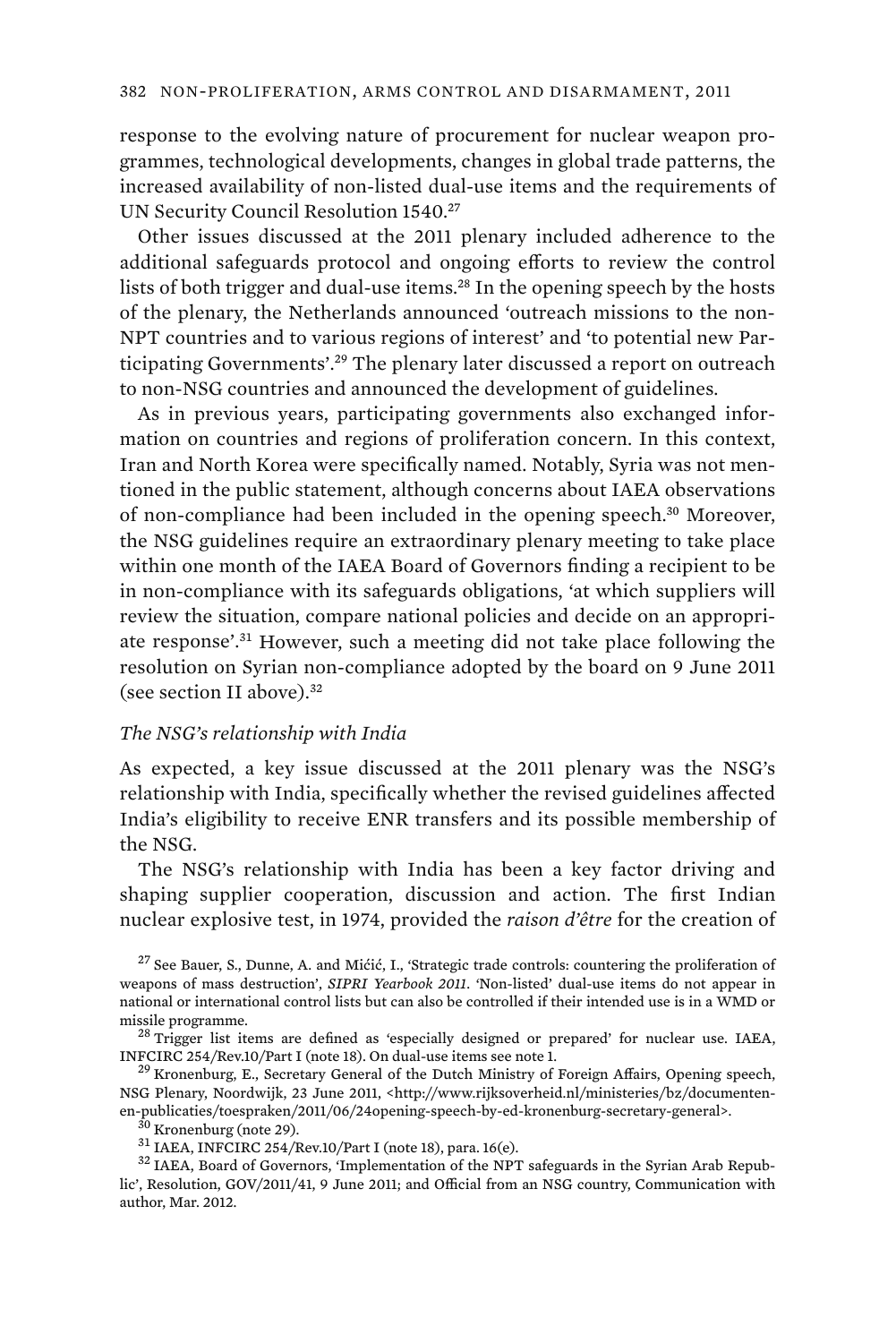response to the evolving nature of procurement for nuclear weapon programmes, technological developments, changes in global trade patterns, the increased availability of non-listed dual-use items and the requirements of UN Security Council Resolution 1540.[27]

Other issues discussed at the 2011 plenary included adherence to the additional safeguards protocol and ongoing efforts to review the control lists of both trigger and dual-use items.[28] In the opening speech by the hosts of the plenary, the Netherlands announced 'outreach missions to the non-NPT countries and to various regions of interest' and 'to potential new Participating Governments'.[29] The plenary later discussed a report on outreach to non-NSG countries and announced the development of guidelines.

As in previous years, participating governments also exchanged information on countries and regions of proliferation concern. In this context, Iran and North Korea were specifically named. Notably, Syria was not mentioned in the public statement, although concerns about IAEA observations of non-compliance had been included in the opening speech.[30] Moreover, the NSG guidelines require an extraordinary plenary meeting to take place within one month of the IAEA Board of Governors finding a recipient to be in non-compliance with its safeguards obligations, 'at which suppliers will review the situation, compare national policies and decide on an appropriate response'.[31] However, such a meeting did not take place following the resolution on Syrian non-compliance adopted by the board on 9 June 2011 (see section II above).[32]

### *The NSG's relationship with India*

As expected, a key issue discussed at the 2011 plenary was the NSG's relationship with India, specifically whether the revised guidelines affected India's eligibility to receive ENR transfers and its possible membership of the NSG.

The NSG's relationship with India has been a key factor driving and shaping supplier cooperation, discussion and action. The first Indian nuclear explosive test, in 1974, provided the *raison d'être* for the creation of

---

[27] See Bauer, S., Dunne, A. and Mićić, I., 'Strategic trade controls: countering the proliferation of weapons of mass destruction', *SIPRI Yearbook 2011*. 'Non-listed' dual-use items do not appear in national or international control lists but can also be controlled if their intended use is in a WMD or missile programme.

[28] Trigger list items are defined as 'especially designed or prepared' for nuclear use. IAEA, INFCIRC 254/Rev.10/Part I (note 18). On dual-use items see note 1.

[29] Kronenburg, E., Secretary General of the Dutch Ministry of Foreign Affairs, Opening speech, NSG Plenary, Noordwijk, 23 June 2011, <http://www.rijksoverheid.nl/ministeries/bz/documenten-en-publicaties/toespraken/2011/06/24opening-speech-by-ed-kronenburg-secretary-general>.

[30] Kronenburg (note 29).

[31] IAEA, INFCIRC 254/Rev.10/Part I (note 18), para. 16(e).

[32] IAEA, Board of Governors, 'Implementation of the NPT safeguards in the Syrian Arab Republic', Resolution, GOV/2011/41, 9 June 2011; and Official from an NSG country, Communication with author, Mar. 2012.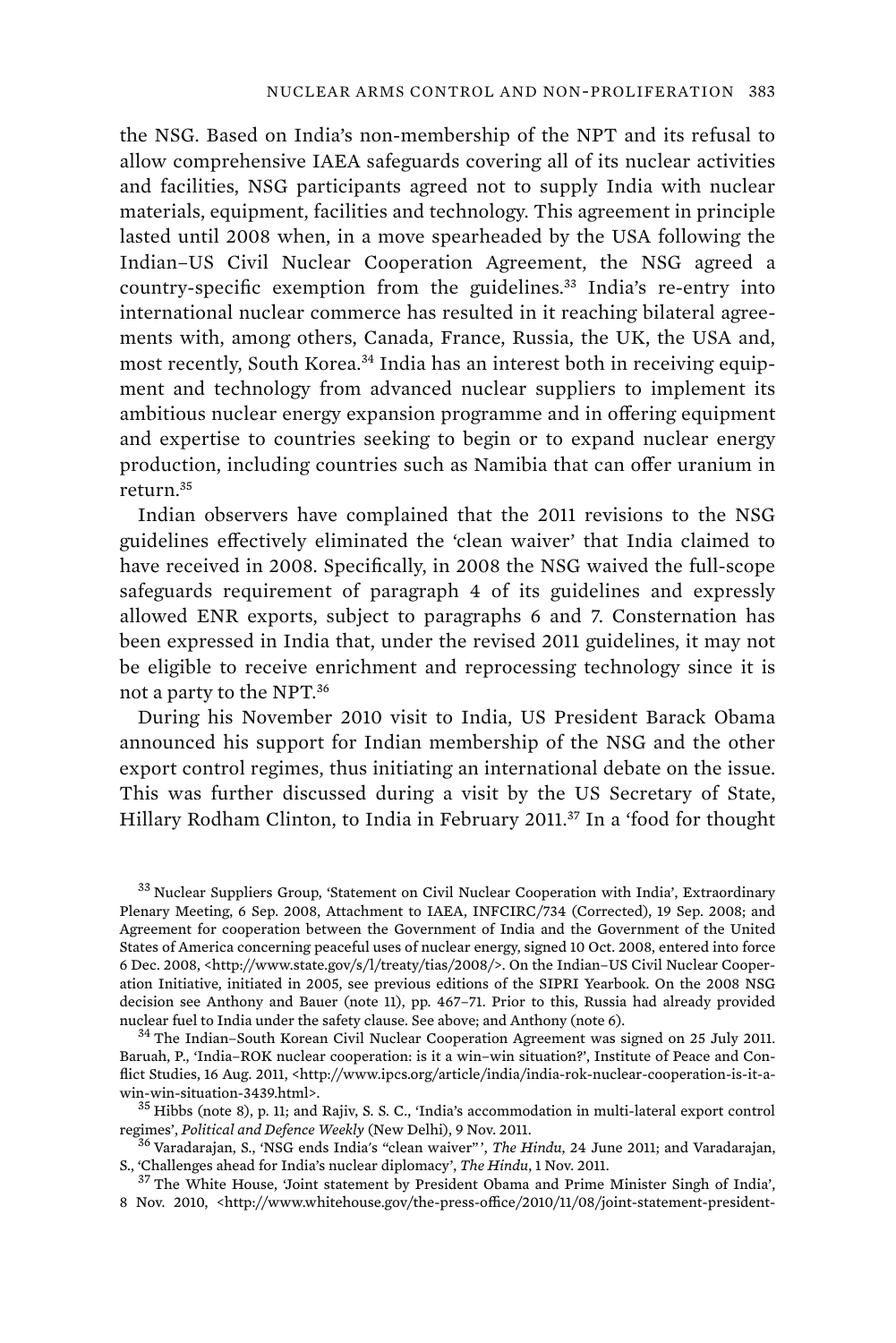the NSG. Based on India's non-membership of the NPT and its refusal to allow comprehensive IAEA safeguards covering all of its nuclear activities and facilities, NSG participants agreed not to supply India with nuclear materials, equipment, facilities and technology. This agreement in principle lasted until 2008 when, in a move spearheaded by the USA following the Indian–US Civil Nuclear Cooperation Agreement, the NSG agreed a country-specific exemption from the guidelines.[33] India's re-entry into international nuclear commerce has resulted in it reaching bilateral agreements with, among others, Canada, France, Russia, the UK, the USA and, most recently, South Korea.[34] India has an interest both in receiving equipment and technology from advanced nuclear suppliers to implement its ambitious nuclear energy expansion programme and in offering equipment and expertise to countries seeking to begin or to expand nuclear energy production, including countries such as Namibia that can offer uranium in return.[35]

Indian observers have complained that the 2011 revisions to the NSG guidelines effectively eliminated the 'clean waiver' that India claimed to have received in 2008. Specifically, in 2008 the NSG waived the full-scope safeguards requirement of paragraph 4 of its guidelines and expressly allowed ENR exports, subject to paragraphs 6 and 7. Consternation has been expressed in India that, under the revised 2011 guidelines, it may not be eligible to receive enrichment and reprocessing technology since it is not a party to the NPT.[36]

During his November 2010 visit to India, US President Barack Obama announced his support for Indian membership of the NSG and the other export control regimes, thus initiating an international debate on the issue. This was further discussed during a visit by the US Secretary of State, Hillary Rodham Clinton, to India in February 2011.[37] In a 'food for thought

---

[33] Nuclear Suppliers Group, 'Statement on Civil Nuclear Cooperation with India', Extraordinary Plenary Meeting, 6 Sep. 2008, Attachment to IAEA, INFCIRC/734 (Corrected), 19 Sep. 2008; and Agreement for cooperation between the Government of India and the Government of the United States of America concerning peaceful uses of nuclear energy, signed 10 Oct. 2008, entered into force 6 Dec. 2008, <http://www.state.gov/s/l/treaty/tias/2008/>. On the Indian–US Civil Nuclear Cooperation Initiative, initiated in 2005, see previous editions of the SIPRI Yearbook. On the 2008 NSG decision see Anthony and Bauer (note 11), pp. 467–71. Prior to this, Russia had already provided nuclear fuel to India under the safety clause. See above; and Anthony (note 6).

[34] The Indian–South Korean Civil Nuclear Cooperation Agreement was signed on 25 July 2011. Baruah, P., 'India–ROK nuclear cooperation: is it a win–win situation?', Institute of Peace and Conflict Studies, 16 Aug. 2011, <http://www.ipcs.org/article/india/india-rok-nuclear-cooperation-is-it-a-win-win-situation-3439.html>.

[35] Hibbs (note 8), p. 11; and Rajiv, S. S. C., 'India's accommodation in multi-lateral export control regimes', *Political and Defence Weekly* (New Delhi), 9 Nov. 2011.

[36] Varadarajan, S., 'NSG ends India's "clean waiver"', *The Hindu*, 24 June 2011; and Varadarajan, S., 'Challenges ahead for India's nuclear diplomacy', *The Hindu*, 1 Nov. 2011.

[37] The White House, 'Joint statement by President Obama and Prime Minister Singh of India', 8 Nov. 2010, <http://www.whitehouse.gov/the-press-office/2010/11/08/joint-statement-president-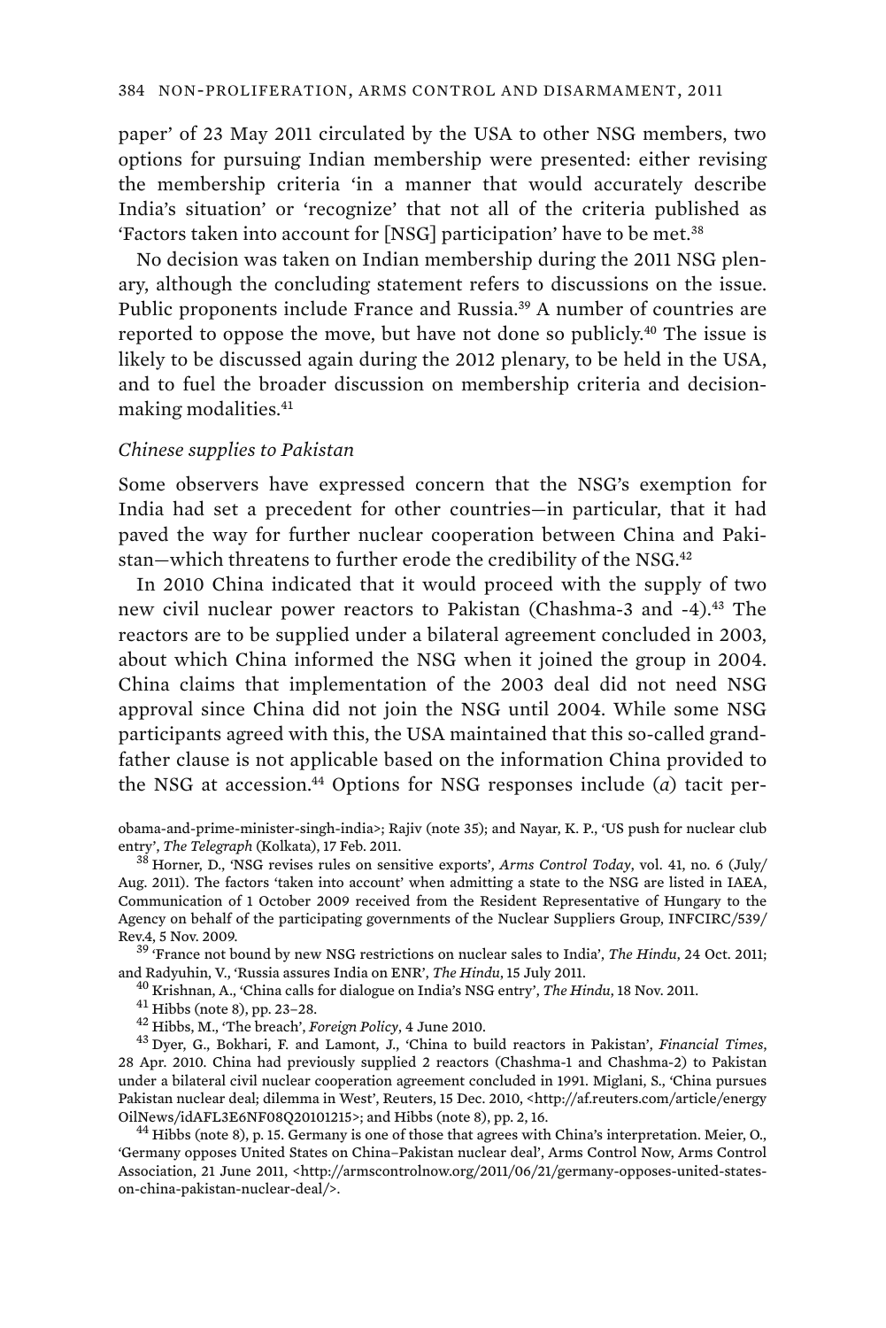paper' of 23 May 2011 circulated by the USA to other NSG members, two options for pursuing Indian membership were presented: either revising the membership criteria 'in a manner that would accurately describe India's situation' or 'recognize' that not all of the criteria published as 'Factors taken into account for [NSG] participation' have to be met.[38]

No decision was taken on Indian membership during the 2011 NSG plenary, although the concluding statement refers to discussions on the issue. Public proponents include France and Russia.[39] A number of countries are reported to oppose the move, but have not done so publicly.[40] The issue is likely to be discussed again during the 2012 plenary, to be held in the USA, and to fuel the broader discussion on membership criteria and decision-making modalities.[41]

### *Chinese supplies to Pakistan*

Some observers have expressed concern that the NSG's exemption for India had set a precedent for other countries—in particular, that it had paved the way for further nuclear cooperation between China and Pakistan—which threatens to further erode the credibility of the NSG.[42]

In 2010 China indicated that it would proceed with the supply of two new civil nuclear power reactors to Pakistan (Chashma-3 and -4).[43] The reactors are to be supplied under a bilateral agreement concluded in 2003, about which China informed the NSG when it joined the group in 2004. China claims that implementation of the 2003 deal did not need NSG approval since China did not join the NSG until 2004. While some NSG participants agreed with this, the USA maintained that this so-called grandfather clause is not applicable based on the information China provided to the NSG at accession.[44] Options for NSG responses include (*a*) tacit per-

obama-and-prime-minister-singh-india>; Rajiv (note 35); and Nayar, K. P., 'US push for nuclear club entry', *The Telegraph* (Kolkata), 17 Feb. 2011.

[38] Horner, D., 'NSG revises rules on sensitive exports', *Arms Control Today*, vol. 41, no. 6 (July/Aug. 2011). The factors 'taken into account' when admitting a state to the NSG are listed in IAEA, Communication of 1 October 2009 received from the Resident Representative of Hungary to the Agency on behalf of the participating governments of the Nuclear Suppliers Group, INFCIRC/539/Rev.4, 5 Nov. 2009.

[39] 'France not bound by new NSG restrictions on nuclear sales to India', *The Hindu*, 24 Oct. 2011; and Radyuhin, V., 'Russia assures India on ENR', *The Hindu*, 15 July 2011.

[40] Krishnan, A., 'China calls for dialogue on India's NSG entry', *The Hindu*, 18 Nov. 2011.

[41] Hibbs (note 8), pp. 23–28.

[42] Hibbs, M., 'The breach', *Foreign Policy*, 4 June 2010.

[43] Dyer, G., Bokhari, F. and Lamont, J., 'China to build reactors in Pakistan', *Financial Times*, 28 Apr. 2010. China had previously supplied 2 reactors (Chashma-1 and Chashma-2) to Pakistan under a bilateral civil nuclear cooperation agreement concluded in 1991. Miglani, S., 'China pursues Pakistan nuclear deal; dilemma in West', Reuters, 15 Dec. 2010, <http://af.reuters.com/article/energyOilNews/idAFL3E6NF08Q20101215>; and Hibbs (note 8), pp. 2, 16.

[44] Hibbs (note 8), p. 15. Germany is one of those that agrees with China's interpretation. Meier, O., 'Germany opposes United States on China–Pakistan nuclear deal', Arms Control Now, Arms Control Association, 21 June 2011, <http://armscontrolnow.org/2011/06/21/germany-opposes-united-states-on-china-pakistan-nuclear-deal/>.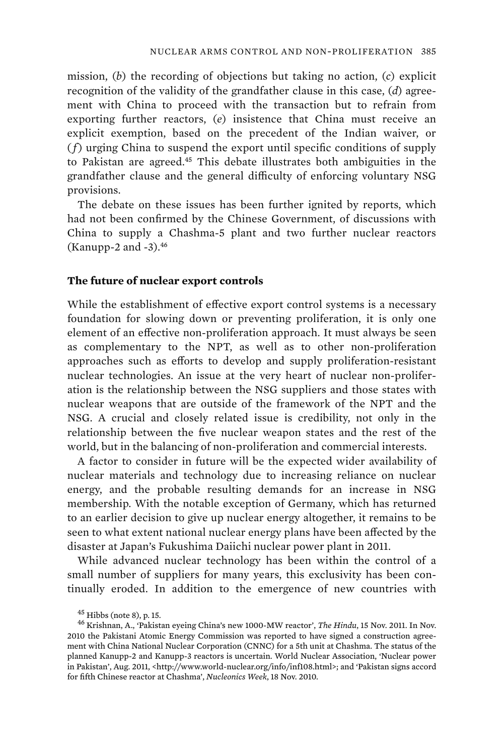mission, (*b*) the recording of objections but taking no action, (*c*) explicit recognition of the validity of the grandfather clause in this case, (*d*) agreement with China to proceed with the transaction but to refrain from exporting further reactors, (*e*) insistence that China must receive an explicit exemption, based on the precedent of the Indian waiver, or (*f*) urging China to suspend the export until specific conditions of supply to Pakistan are agreed.[45] This debate illustrates both ambiguities in the grandfather clause and the general difficulty of enforcing voluntary NSG provisions.

The debate on these issues has been further ignited by reports, which had not been confirmed by the Chinese Government, of discussions with China to supply a Chashma-5 plant and two further nuclear reactors (Kanupp-2 and -3).[46]

### The future of nuclear export controls

While the establishment of effective export control systems is a necessary foundation for slowing down or preventing proliferation, it is only one element of an effective non-proliferation approach. It must always be seen as complementary to the NPT, as well as to other non-proliferation approaches such as efforts to develop and supply proliferation-resistant nuclear technologies. An issue at the very heart of nuclear non-proliferation is the relationship between the NSG suppliers and those states with nuclear weapons that are outside of the framework of the NPT and the NSG. A crucial and closely related issue is credibility, not only in the relationship between the five nuclear weapon states and the rest of the world, but in the balancing of non-proliferation and commercial interests.

A factor to consider in future will be the expected wider availability of nuclear materials and technology due to increasing reliance on nuclear energy, and the probable resulting demands for an increase in NSG membership. With the notable exception of Germany, which has returned to an earlier decision to give up nuclear energy altogether, it remains to be seen to what extent national nuclear energy plans have been affected by the disaster at Japan's Fukushima Daiichi nuclear power plant in 2011.

While advanced nuclear technology has been within the control of a small number of suppliers for many years, this exclusivity has been continually eroded. In addition to the emergence of new countries with

---

[45] Hibbs (note 8), p. 15.

[46] Krishnan, A., 'Pakistan eyeing China's new 1000-MW reactor', *The Hindu*, 15 Nov. 2011. In Nov. 2010 the Pakistani Atomic Energy Commission was reported to have signed a construction agreement with China National Nuclear Corporation (CNNC) for a 5th unit at Chashma. The status of the planned Kanupp-2 and Kanupp-3 reactors is uncertain. World Nuclear Association, 'Nuclear power in Pakistan', Aug. 2011, <http://www.world-nuclear.org/info/inf108.html>; and 'Pakistan signs accord for fifth Chinese reactor at Chashma', *Nucleonics Week*, 18 Nov. 2010.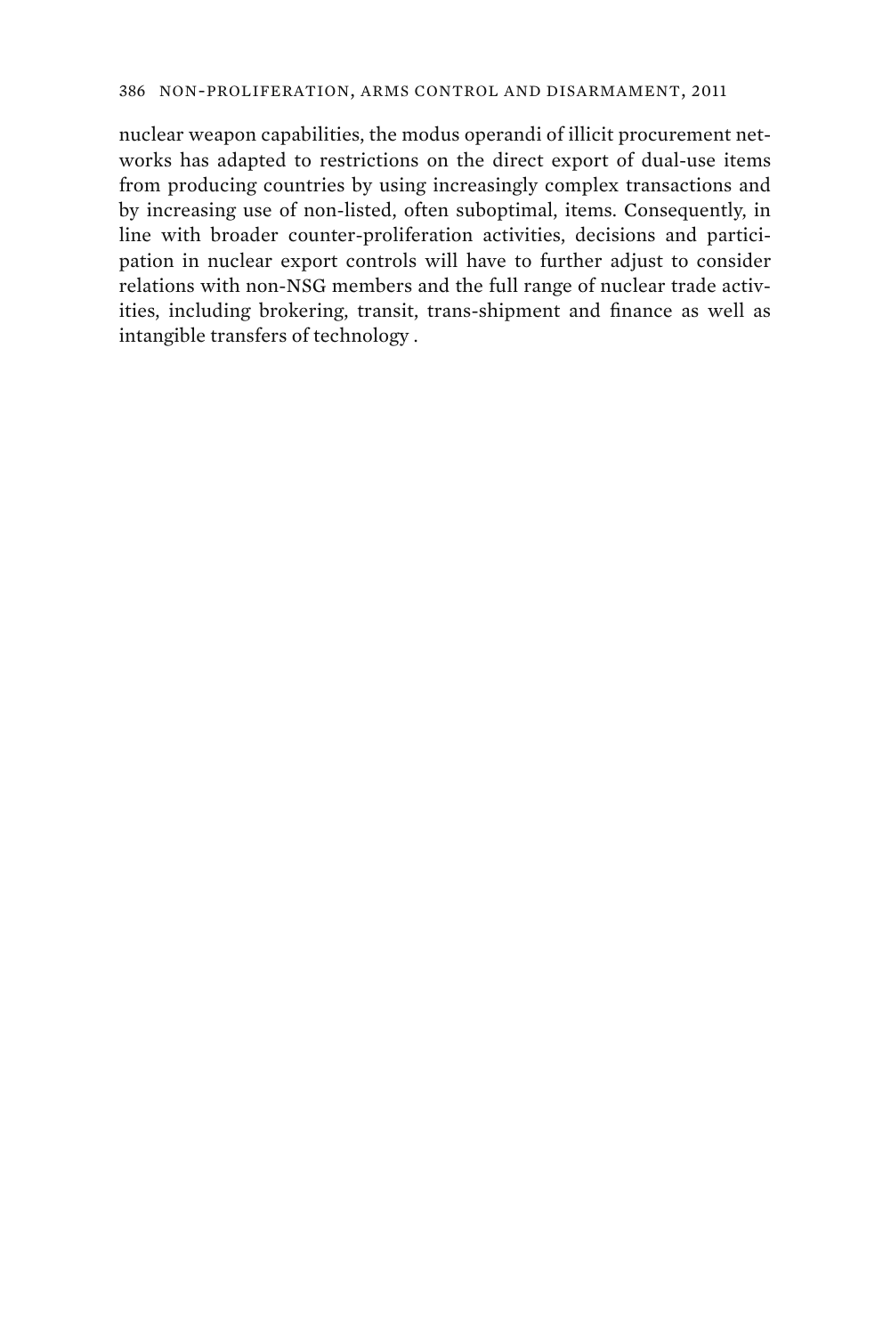nuclear weapon capabilities, the modus operandi of illicit procurement networks has adapted to restrictions on the direct export of dual-use items from producing countries by using increasingly complex transactions and by increasing use of non-listed, often suboptimal, items. Consequently, in line with broader counter-proliferation activities, decisions and participation in nuclear export controls will have to further adjust to consider relations with non-NSG members and the full range of nuclear trade activities, including brokering, transit, trans-shipment and finance as well as intangible transfers of technology .